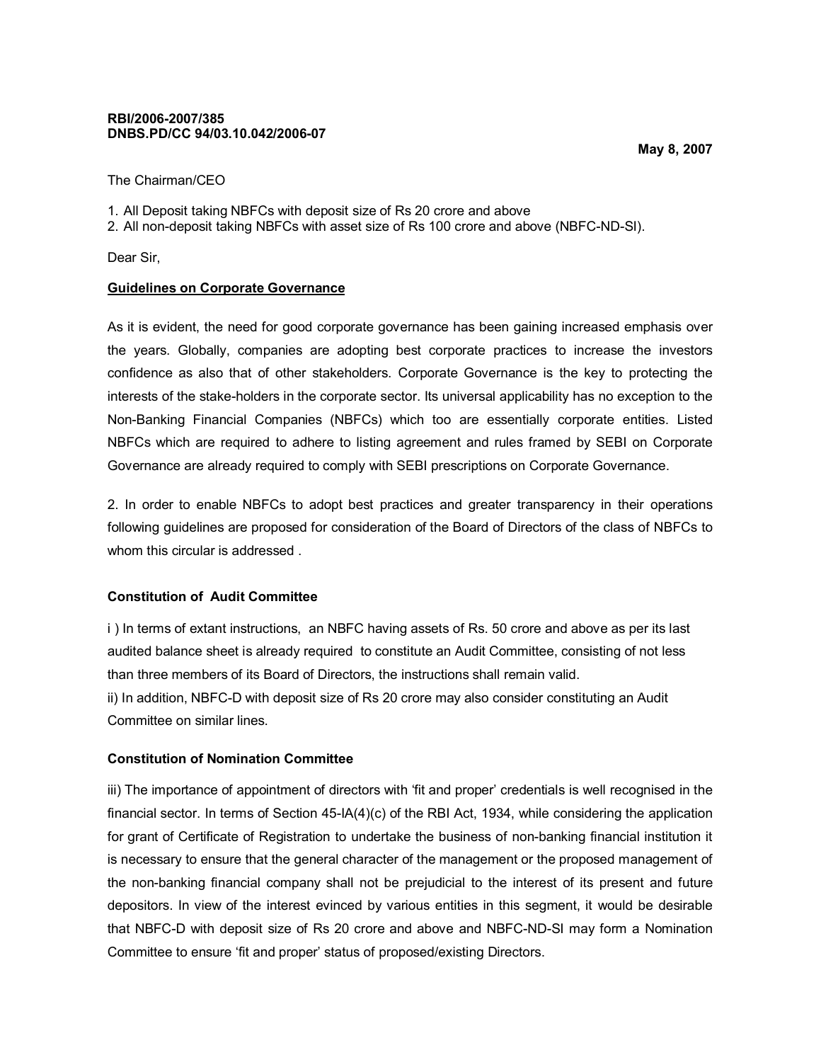**RBI/2006-2007/385**
**DNBS.PD/CC 94/03.10.042/2006-07**

**May 8, 2007**

The Chairman/CEO

1. All Deposit taking NBFCs with deposit size of Rs 20 crore and above
2. All non-deposit taking NBFCs with asset size of Rs 100 crore and above (NBFC-ND-SI).

Dear Sir,

**Guidelines on Corporate Governance**

As it is evident, the need for good corporate governance has been gaining increased emphasis over the years. Globally, companies are adopting best corporate practices to increase the investors confidence as also that of other stakeholders. Corporate Governance is the key to protecting the interests of the stake-holders in the corporate sector. Its universal applicability has no exception to the Non-Banking Financial Companies (NBFCs) which too are essentially corporate entities. Listed NBFCs which are required to adhere to listing agreement and rules framed by SEBI on Corporate Governance are already required to comply with SEBI prescriptions on Corporate Governance.

2. In order to enable NBFCs to adopt best practices and greater transparency in their operations following guidelines are proposed for consideration of the Board of Directors of the class of NBFCs to whom this circular is addressed .

**Constitution of Audit Committee**

i ) In terms of extant instructions, an NBFC having assets of Rs. 50 crore and above as per its last audited balance sheet is already required to constitute an Audit Committee, consisting of not less than three members of its Board of Directors, the instructions shall remain valid.
ii) In addition, NBFC-D with deposit size of Rs 20 crore may also consider constituting an Audit Committee on similar lines.

**Constitution of Nomination Committee**

iii) The importance of appointment of directors with 'fit and proper' credentials is well recognised in the financial sector. In terms of Section 45-IA(4)(c) of the RBI Act, 1934, while considering the application for grant of Certificate of Registration to undertake the business of non-banking financial institution it is necessary to ensure that the general character of the management or the proposed management of the non-banking financial company shall not be prejudicial to the interest of its present and future depositors. In view of the interest evinced by various entities in this segment, it would be desirable that NBFC-D with deposit size of Rs 20 crore and above and NBFC-ND-SI may form a Nomination Committee to ensure 'fit and proper' status of proposed/existing Directors.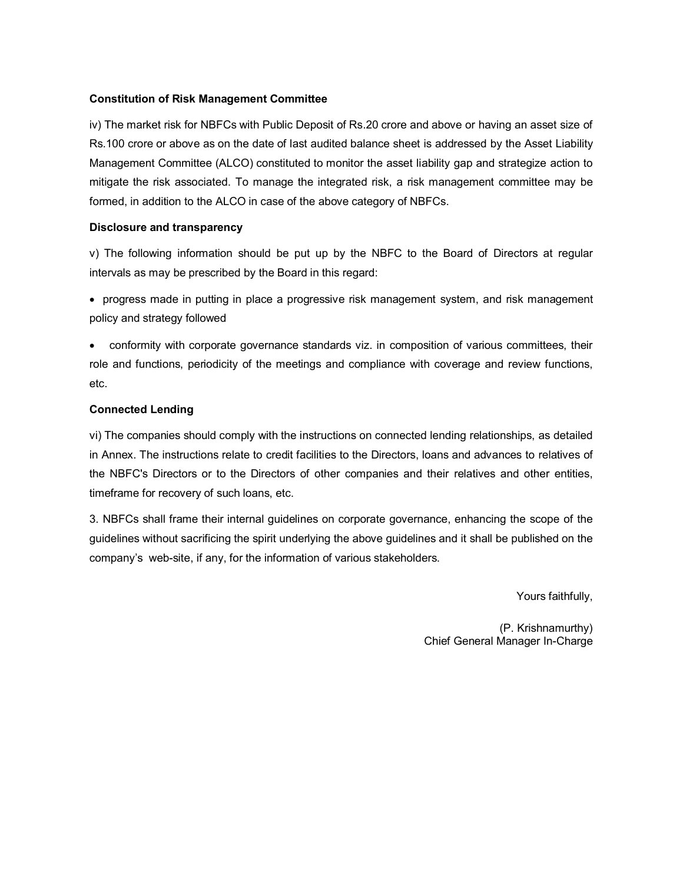**Constitution of Risk Management Committee**

iv) The market risk for NBFCs with Public Deposit of Rs.20 crore and above or having an asset size of Rs.100 crore or above as on the date of last audited balance sheet is addressed by the Asset Liability Management Committee (ALCO) constituted to monitor the asset liability gap and strategize action to mitigate the risk associated. To manage the integrated risk, a risk management committee may be formed, in addition to the ALCO in case of the above category of NBFCs.

**Disclosure and transparency**

v) The following information should be put up by the NBFC to the Board of Directors at regular intervals as may be prescribed by the Board in this regard:

- progress made in putting in place a progressive risk management system, and risk management policy and strategy followed
- conformity with corporate governance standards viz. in composition of various committees, their role and functions, periodicity of the meetings and compliance with coverage and review functions, etc.

**Connected Lending**

vi) The companies should comply with the instructions on connected lending relationships, as detailed in Annex. The instructions relate to credit facilities to the Directors, loans and advances to relatives of the NBFC's Directors or to the Directors of other companies and their relatives and other entities, timeframe for recovery of such loans, etc.

3. NBFCs shall frame their internal guidelines on corporate governance, enhancing the scope of the guidelines without sacrificing the spirit underlying the above guidelines and it shall be published on the company's web-site, if any, for the information of various stakeholders.

Yours faithfully,

(P. Krishnamurthy)
Chief General Manager In-Charge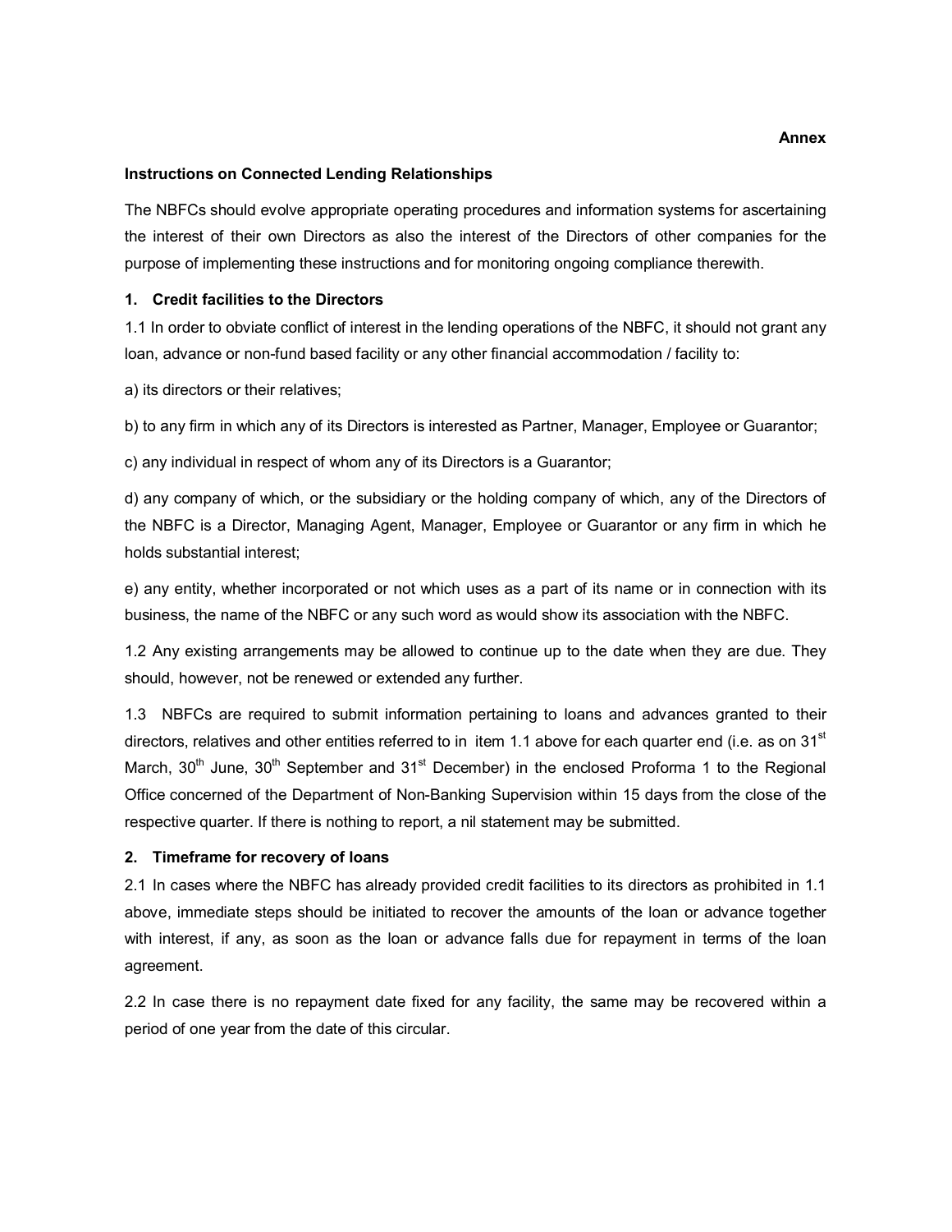**Annex**

**Instructions on Connected Lending Relationships**

The NBFCs should evolve appropriate operating procedures and information systems for ascertaining the interest of their own Directors as also the interest of the Directors of other companies for the purpose of implementing these instructions and for monitoring ongoing compliance therewith.

**1. Credit facilities to the Directors**

1.1 In order to obviate conflict of interest in the lending operations of the NBFC, it should not grant any loan, advance or non-fund based facility or any other financial accommodation / facility to:

a) its directors or their relatives;

b) to any firm in which any of its Directors is interested as Partner, Manager, Employee or Guarantor;

c) any individual in respect of whom any of its Directors is a Guarantor;

d) any company of which, or the subsidiary or the holding company of which, any of the Directors of the NBFC is a Director, Managing Agent, Manager, Employee or Guarantor or any firm in which he holds substantial interest;

e) any entity, whether incorporated or not which uses as a part of its name or in connection with its business, the name of the NBFC or any such word as would show its association with the NBFC.

1.2 Any existing arrangements may be allowed to continue up to the date when they are due. They should, however, not be renewed or extended any further.

1.3 NBFCs are required to submit information pertaining to loans and advances granted to their directors, relatives and other entities referred to in item 1.1 above for each quarter end (i.e. as on 31st March, 30th June, 30th September and 31st December) in the enclosed Proforma 1 to the Regional Office concerned of the Department of Non-Banking Supervision within 15 days from the close of the respective quarter. If there is nothing to report, a nil statement may be submitted.

**2. Timeframe for recovery of loans**

2.1 In cases where the NBFC has already provided credit facilities to its directors as prohibited in 1.1 above, immediate steps should be initiated to recover the amounts of the loan or advance together with interest, if any, as soon as the loan or advance falls due for repayment in terms of the loan agreement.

2.2 In case there is no repayment date fixed for any facility, the same may be recovered within a period of one year from the date of this circular.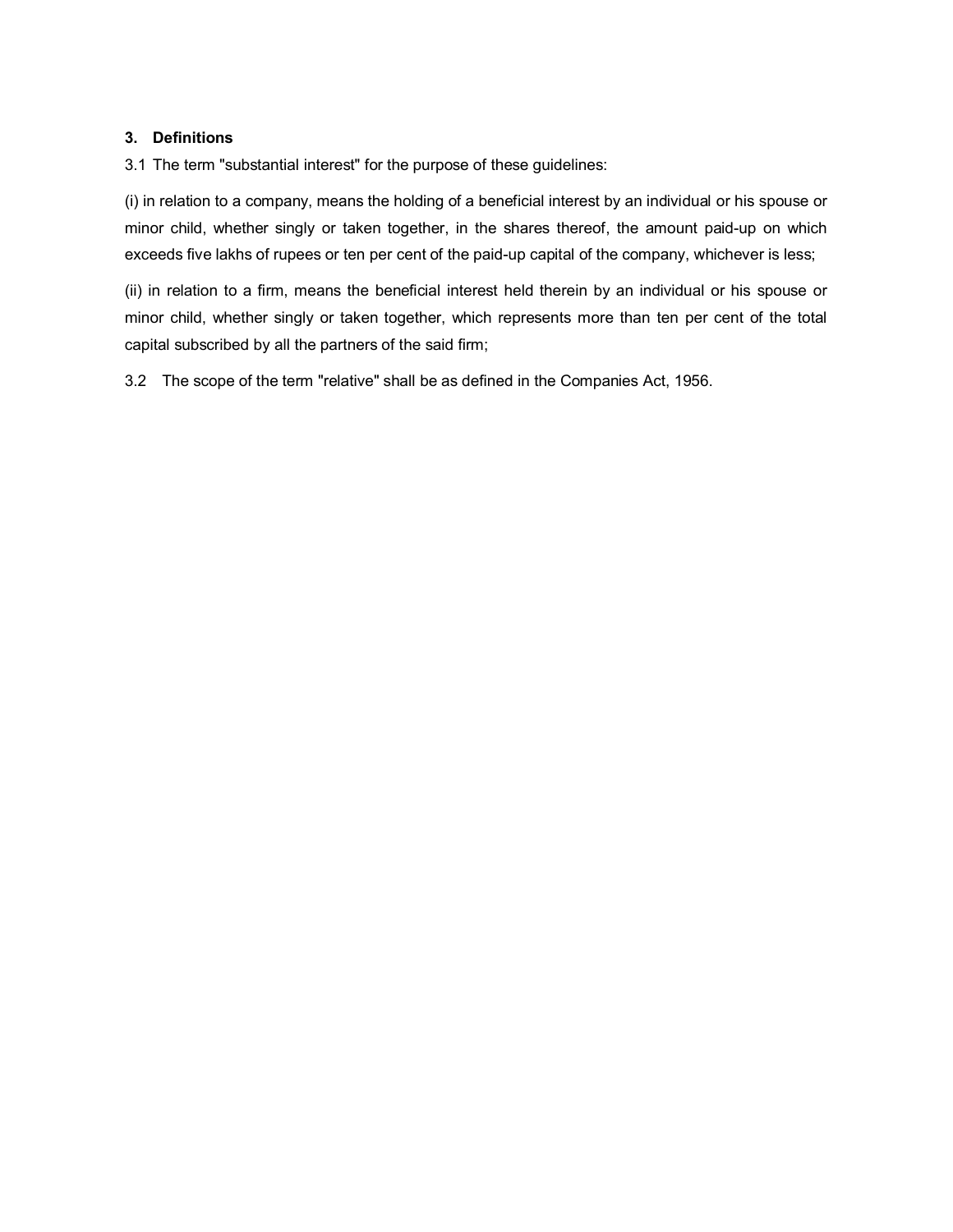## 3. Definitions

3.1 The term "substantial interest" for the purpose of these guidelines:

(i) in relation to a company, means the holding of a beneficial interest by an individual or his spouse or minor child, whether singly or taken together, in the shares thereof, the amount paid-up on which exceeds five lakhs of rupees or ten per cent of the paid-up capital of the company, whichever is less;

(ii) in relation to a firm, means the beneficial interest held therein by an individual or his spouse or minor child, whether singly or taken together, which represents more than ten per cent of the total capital subscribed by all the partners of the said firm;

3.2 The scope of the term "relative" shall be as defined in the Companies Act, 1956.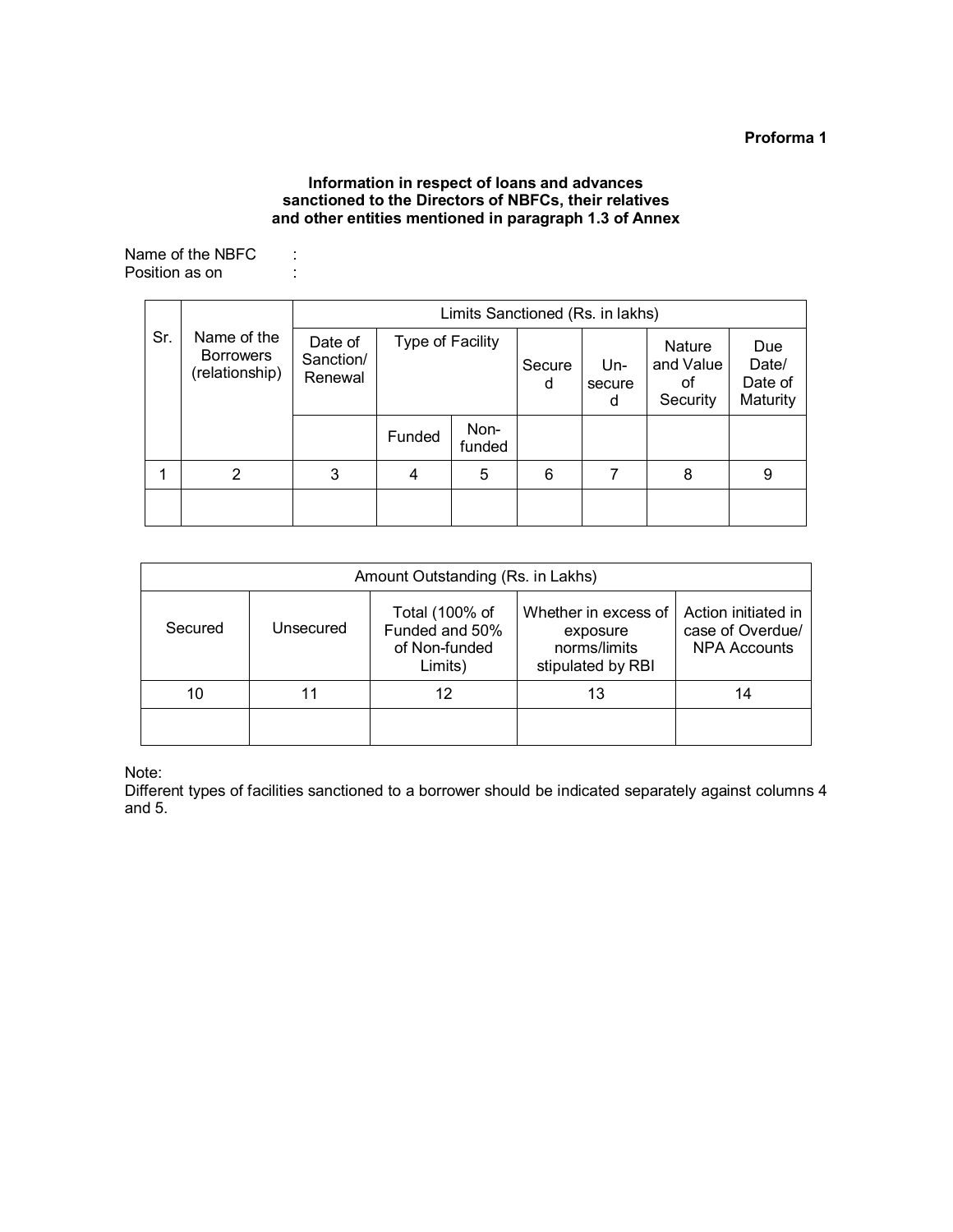**Proforma 1**

**Information in respect of loans and advances sanctioned to the Directors of NBFCs, their relatives and other entities mentioned in paragraph 1.3 of Annex**

Name of the NBFC :
Position as on :

| Sr. | Name of the Borrowers (relationship) | Limits Sanctioned (Rs. in lakhs) | | | | | | |
|---|---|---|---|---|---|---|---|---|
| | | Date of Sanction/ Renewal | Type of Facility | | Secured | Un-secured | Nature and Value of Security | Due Date/ Date of Maturity |
| | | | Funded | Non-funded | | | | |
| 1 | 2 | 3 | 4 | 5 | 6 | 7 | 8 | 9 |
| | | | | | | | | |

| Amount Outstanding (Rs. in Lakhs) | | | | |
|---|---|---|---|---|
| Secured | Unsecured | Total (100% of Funded and 50% of Non-funded Limits) | Whether in excess of exposure norms/limits stipulated by RBI | Action initiated in case of Overdue/ NPA Accounts |
| 10 | 11 | 12 | 13 | 14 |
| | | | | |

Note:
Different types of facilities sanctioned to a borrower should be indicated separately against columns 4 and 5.